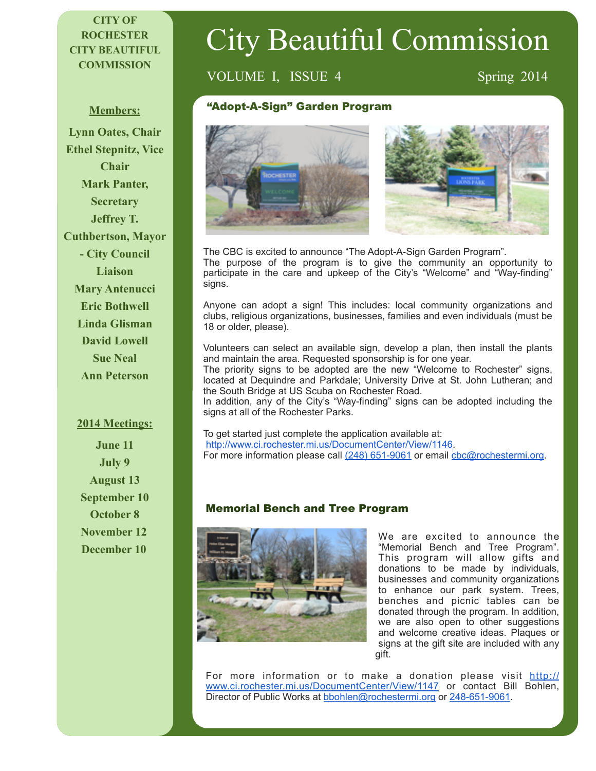# City Beautiful Commission

VOLUME I, ISSUE 4 Spring 2014

**CITY OF ROCHESTER CITY BEAUTIFUL COMMISSION**

**Members:**

**Lynn Oates, Chair**
**Ethel Stepnitz, Vice Chair**
**Mark Panter, Secretary**
**Jeffrey T. Cuthbertson, Mayor - City Council Liaison**
**Mary Antenucci**
**Eric Bothwell**
**Linda Glisman**
**David Lowell**
**Sue Neal**
**Ann Peterson**

**2014 Meetings:**

**June 11**
**July 9**
**August 13**
**September 10**
**October 8**
**November 12**
**December 10**

## "Adopt-A-Sign" Garden Program

The CBC is excited to announce "The Adopt-A-Sign Garden Program". The purpose of the program is to give the community an opportunity to participate in the care and upkeep of the City's "Welcome" and "Way-finding" signs.

Anyone can adopt a sign! This includes: local community organizations and clubs, religious organizations, businesses, families and even individuals (must be 18 or older, please).

Volunteers can select an available sign, develop a plan, then install the plants and maintain the area. Requested sponsorship is for one year.
The priority signs to be adopted are the new "Welcome to Rochester" signs, located at Dequindre and Parkdale; University Drive at St. John Lutheran; and the South Bridge at US Scuba on Rochester Road.
In addition, any of the City's "Way-finding" signs can be adopted including the signs at all of the Rochester Parks.

To get started just complete the application available at:
http://www.ci.rochester.mi.us/DocumentCenter/View/1146.
For more information please call (248) 651-9061 or email cbc@rochestermi.org.

## Memorial Bench and Tree Program

We are excited to announce the "Memorial Bench and Tree Program". This program will allow gifts and donations to be made by individuals, businesses and community organizations to enhance our park system. Trees, benches and picnic tables can be donated through the program. In addition, we are also open to other suggestions and welcome creative ideas. Plaques or signs at the gift site are included with any gift.

For more information or to make a donation please visit http://www.ci.rochester.mi.us/DocumentCenter/View/1147 or contact Bill Bohlen, Director of Public Works at bbohlen@rochestermi.org or 248-651-9061.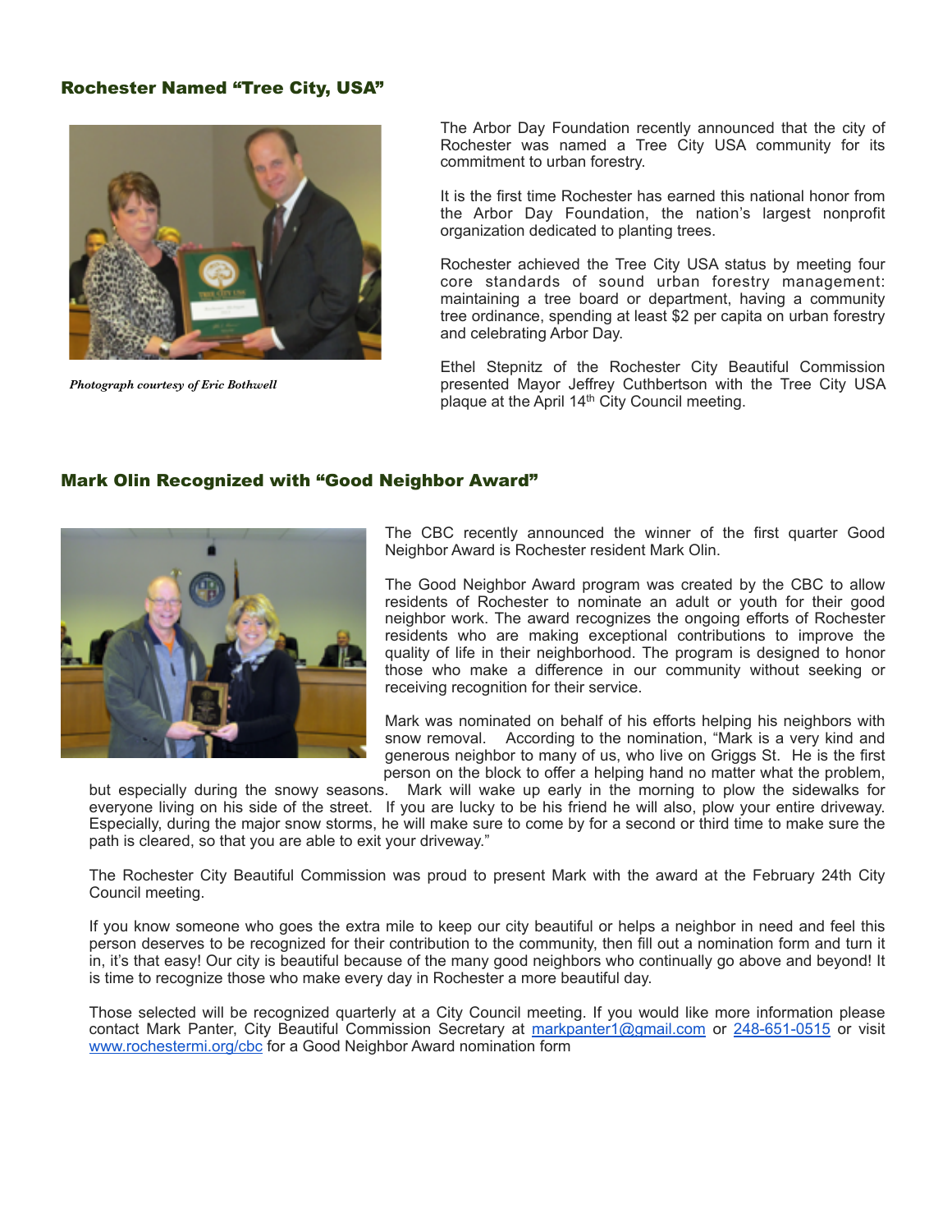## Rochester Named "Tree City, USA"

*Photograph courtesy of Eric Bothwell*

The Arbor Day Foundation recently announced that the city of Rochester was named a Tree City USA community for its commitment to urban forestry.

It is the first time Rochester has earned this national honor from the Arbor Day Foundation, the nation's largest nonprofit organization dedicated to planting trees.

Rochester achieved the Tree City USA status by meeting four core standards of sound urban forestry management: maintaining a tree board or department, having a community tree ordinance, spending at least $2 per capita on urban forestry and celebrating Arbor Day.

Ethel Stepnitz of the Rochester City Beautiful Commission presented Mayor Jeffrey Cuthbertson with the Tree City USA plaque at the April 14th City Council meeting.

## Mark Olin Recognized with "Good Neighbor Award"

The CBC recently announced the winner of the first quarter Good Neighbor Award is Rochester resident Mark Olin.

The Good Neighbor Award program was created by the CBC to allow residents of Rochester to nominate an adult or youth for their good neighbor work. The award recognizes the ongoing efforts of Rochester residents who are making exceptional contributions to improve the quality of life in their neighborhood. The program is designed to honor those who make a difference in our community without seeking or receiving recognition for their service.

Mark was nominated on behalf of his efforts helping his neighbors with snow removal. According to the nomination, "Mark is a very kind and generous neighbor to many of us, who live on Griggs St. He is the first person on the block to offer a helping hand no matter what the problem, but especially during the snowy seasons. Mark will wake up early in the morning to plow the sidewalks for everyone living on his side of the street. If you are lucky to be his friend he will also, plow your entire driveway. Especially, during the major snow storms, he will make sure to come by for a second or third time to make sure the path is cleared, so that you are able to exit your driveway."

The Rochester City Beautiful Commission was proud to present Mark with the award at the February 24th City Council meeting.

If you know someone who goes the extra mile to keep our city beautiful or helps a neighbor in need and feel this person deserves to be recognized for their contribution to the community, then fill out a nomination form and turn it in, it's that easy! Our city is beautiful because of the many good neighbors who continually go above and beyond! It is time to recognize those who make every day in Rochester a more beautiful day.

Those selected will be recognized quarterly at a City Council meeting. If you would like more information please contact Mark Panter, City Beautiful Commission Secretary at [markpanter1@gmail.com](mailto:markpanter1@gmail.com) or [248-651-0515](tel:248-651-0515) or visit [www.rochestermi.org/cbc](http://www.rochestermi.org/cbc) for a Good Neighbor Award nomination form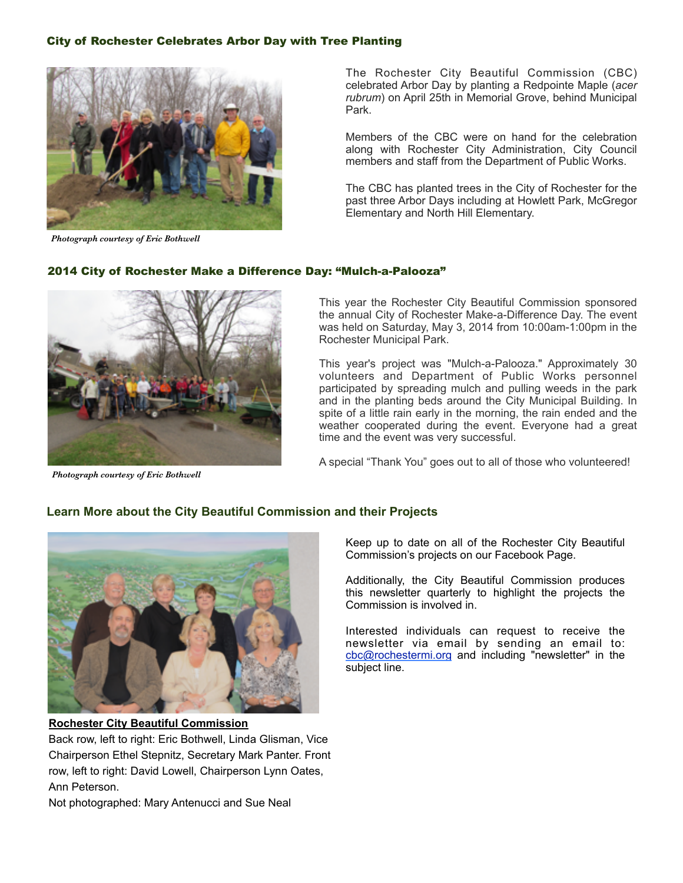## City of Rochester Celebrates Arbor Day with Tree Planting

*Photograph courtesy of Eric Bothwell*

The Rochester City Beautiful Commission (CBC) celebrated Arbor Day by planting a Redpointe Maple (*acer rubrum*) on April 25th in Memorial Grove, behind Municipal Park.

Members of the CBC were on hand for the celebration along with Rochester City Administration, City Council members and staff from the Department of Public Works.

The CBC has planted trees in the City of Rochester for the past three Arbor Days including at Howlett Park, McGregor Elementary and North Hill Elementary.

## 2014 City of Rochester Make a Difference Day: "Mulch-a-Palooza"

*Photograph courtesy of Eric Bothwell*

This year the Rochester City Beautiful Commission sponsored the annual City of Rochester Make-a-Difference Day. The event was held on Saturday, May 3, 2014 from 10:00am-1:00pm in the Rochester Municipal Park.

This year's project was "Mulch-a-Palooza." Approximately 30 volunteers and Department of Public Works personnel participated by spreading mulch and pulling weeds in the park and in the planting beds around the City Municipal Building. In spite of a little rain early in the morning, the rain ended and the weather cooperated during the event. Everyone had a great time and the event was very successful.

A special "Thank You" goes out to all of those who volunteered!

## Learn More about the City Beautiful Commission and their Projects

**Rochester City Beautiful Commission**

Back row, left to right: Eric Bothwell, Linda Glisman, Vice Chairperson Ethel Stepnitz, Secretary Mark Panter. Front row, left to right: David Lowell, Chairperson Lynn Oates, Ann Peterson.

Not photographed: Mary Antenucci and Sue Neal

Keep up to date on all of the Rochester City Beautiful Commission's projects on our Facebook Page.

Additionally, the City Beautiful Commission produces this newsletter quarterly to highlight the projects the Commission is involved in.

Interested individuals can request to receive the newsletter via email by sending an email to: cbc@rochestermi.org and including "newsletter" in the subject line.